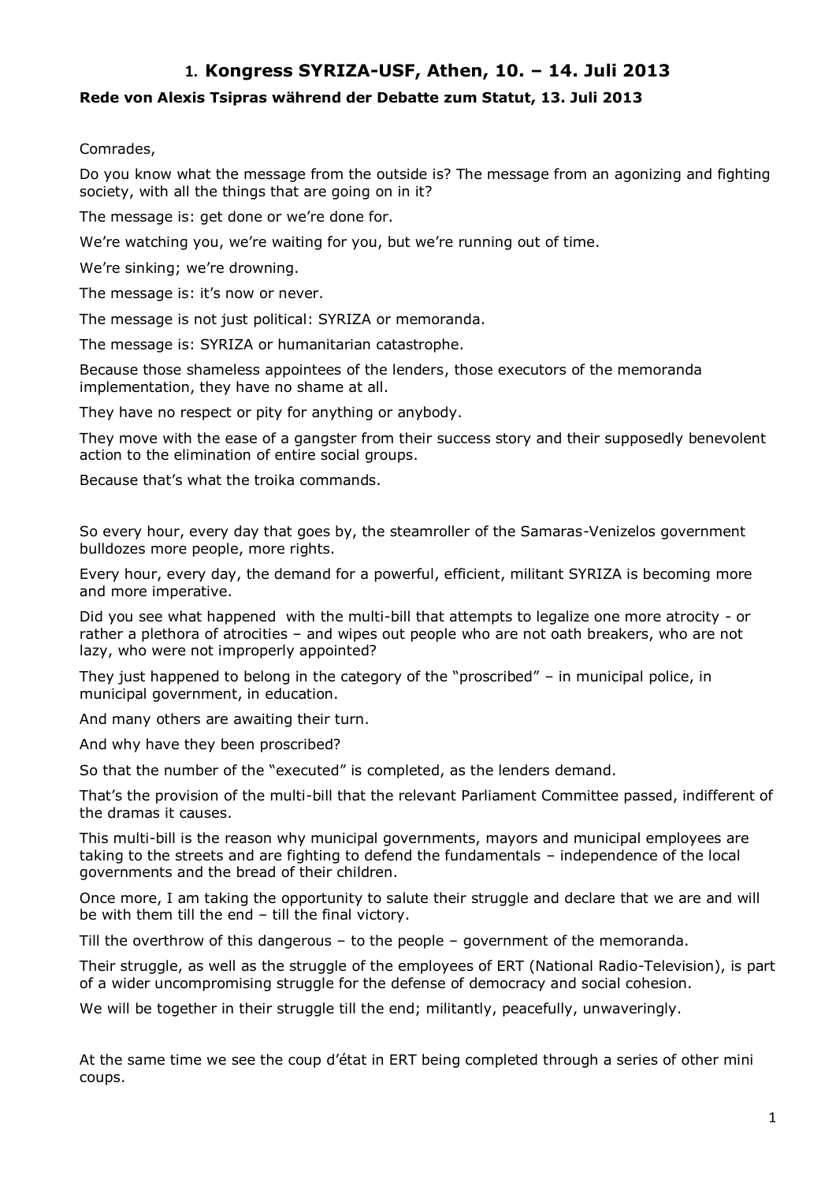# 1. Kongress SYRIZA-USF, Athen, 10. – 14. Juli 2013

### Rede von Alexis Tsipras während der Debatte zum Statut, 13. Juli 2013

Comrades,

Do you know what the message from the outside is? The message from an agonizing and fighting society, with all the things that are going on in it?

The message is: get done or we're done for.

We're watching you, we're waiting for you, but we're running out of time.

We're sinking; we're drowning.

The message is: it's now or never.

The message is not just political: SYRIZA or memoranda.

The message is: SYRIZA or humanitarian catastrophe.

Because those shameless appointees of the lenders, those executors of the memoranda implementation, they have no shame at all.

They have no respect or pity for anything or anybody.

They move with the ease of a gangster from their success story and their supposedly benevolent action to the elimination of entire social groups.

Because that's what the troika commands.

So every hour, every day that goes by, the steamroller of the Samaras-Venizelos government bulldozes more people, more rights.

Every hour, every day, the demand for a powerful, efficient, militant SYRIZA is becoming more and more imperative.

Did you see what happened with the multi-bill that attempts to legalize one more atrocity - or rather a plethora of atrocities – and wipes out people who are not oath breakers, who are not lazy, who were not improperly appointed?

They just happened to belong in the category of the "proscribed" – in municipal police, in municipal government, in education.

And many others are awaiting their turn.

And why have they been proscribed?

So that the number of the "executed" is completed, as the lenders demand.

That's the provision of the multi-bill that the relevant Parliament Committee passed, indifferent of the dramas it causes.

This multi-bill is the reason why municipal governments, mayors and municipal employees are taking to the streets and are fighting to defend the fundamentals – independence of the local governments and the bread of their children.

Once more, I am taking the opportunity to salute their struggle and declare that we are and will be with them till the end – till the final victory.

Till the overthrow of this dangerous – to the people – government of the memoranda.

Their struggle, as well as the struggle of the employees of ERT (National Radio-Television), is part of a wider uncompromising struggle for the defense of democracy and social cohesion.

We will be together in their struggle till the end; militantly, peacefully, unwaveringly.

At the same time we see the coup d'état in ERT being completed through a series of other mini coups.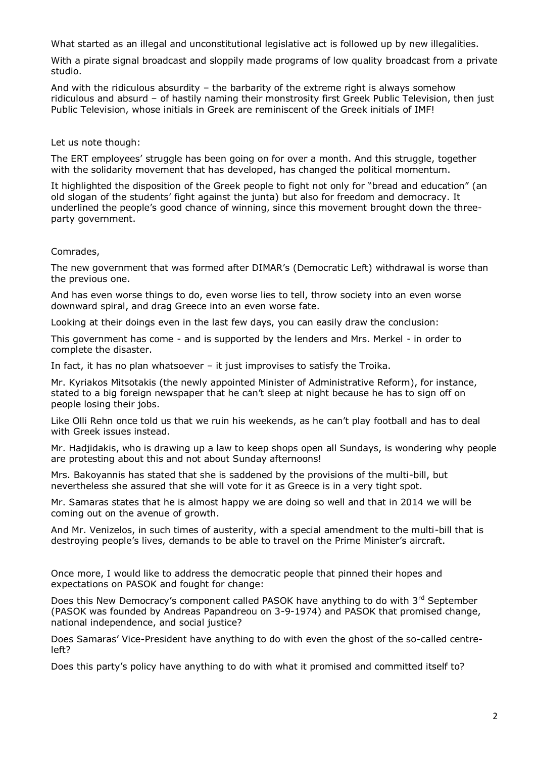What started as an illegal and unconstitutional legislative act is followed up by new illegalities.

With a pirate signal broadcast and sloppily made programs of low quality broadcast from a private studio.

And with the ridiculous absurdity – the barbarity of the extreme right is always somehow ridiculous and absurd – of hastily naming their monstrosity first Greek Public Television, then just Public Television, whose initials in Greek are reminiscent of the Greek initials of IMF!

Let us note though:

The ERT employees' struggle has been going on for over a month. And this struggle, together with the solidarity movement that has developed, has changed the political momentum.

It highlighted the disposition of the Greek people to fight not only for "bread and education" (an old slogan of the students' fight against the junta) but also for freedom and democracy. It underlined the people's good chance of winning, since this movement brought down the three-party government.

Comrades,

The new government that was formed after DIMAR's (Democratic Left) withdrawal is worse than the previous one.

And has even worse things to do, even worse lies to tell, throw society into an even worse downward spiral, and drag Greece into an even worse fate.

Looking at their doings even in the last few days, you can easily draw the conclusion:

This government has come - and is supported by the lenders and Mrs. Merkel - in order to complete the disaster.

In fact, it has no plan whatsoever – it just improvises to satisfy the Troika.

Mr. Kyriakos Mitsotakis (the newly appointed Minister of Administrative Reform), for instance, stated to a big foreign newspaper that he can't sleep at night because he has to sign off on people losing their jobs.

Like Olli Rehn once told us that we ruin his weekends, as he can't play football and has to deal with Greek issues instead.

Mr. Hadjidakis, who is drawing up a law to keep shops open all Sundays, is wondering why people are protesting about this and not about Sunday afternoons!

Mrs. Bakoyannis has stated that she is saddened by the provisions of the multi-bill, but nevertheless she assured that she will vote for it as Greece is in a very tight spot.

Mr. Samaras states that he is almost happy we are doing so well and that in 2014 we will be coming out on the avenue of growth.

And Mr. Venizelos, in such times of austerity, with a special amendment to the multi-bill that is destroying people's lives, demands to be able to travel on the Prime Minister's aircraft.

Once more, I would like to address the democratic people that pinned their hopes and expectations on PASOK and fought for change:

Does this New Democracy's component called PASOK have anything to do with 3rd September (PASOK was founded by Andreas Papandreou on 3-9-1974) and PASOK that promised change, national independence, and social justice?

Does Samaras' Vice-President have anything to do with even the ghost of the so-called centre-left?

Does this party's policy have anything to do with what it promised and committed itself to?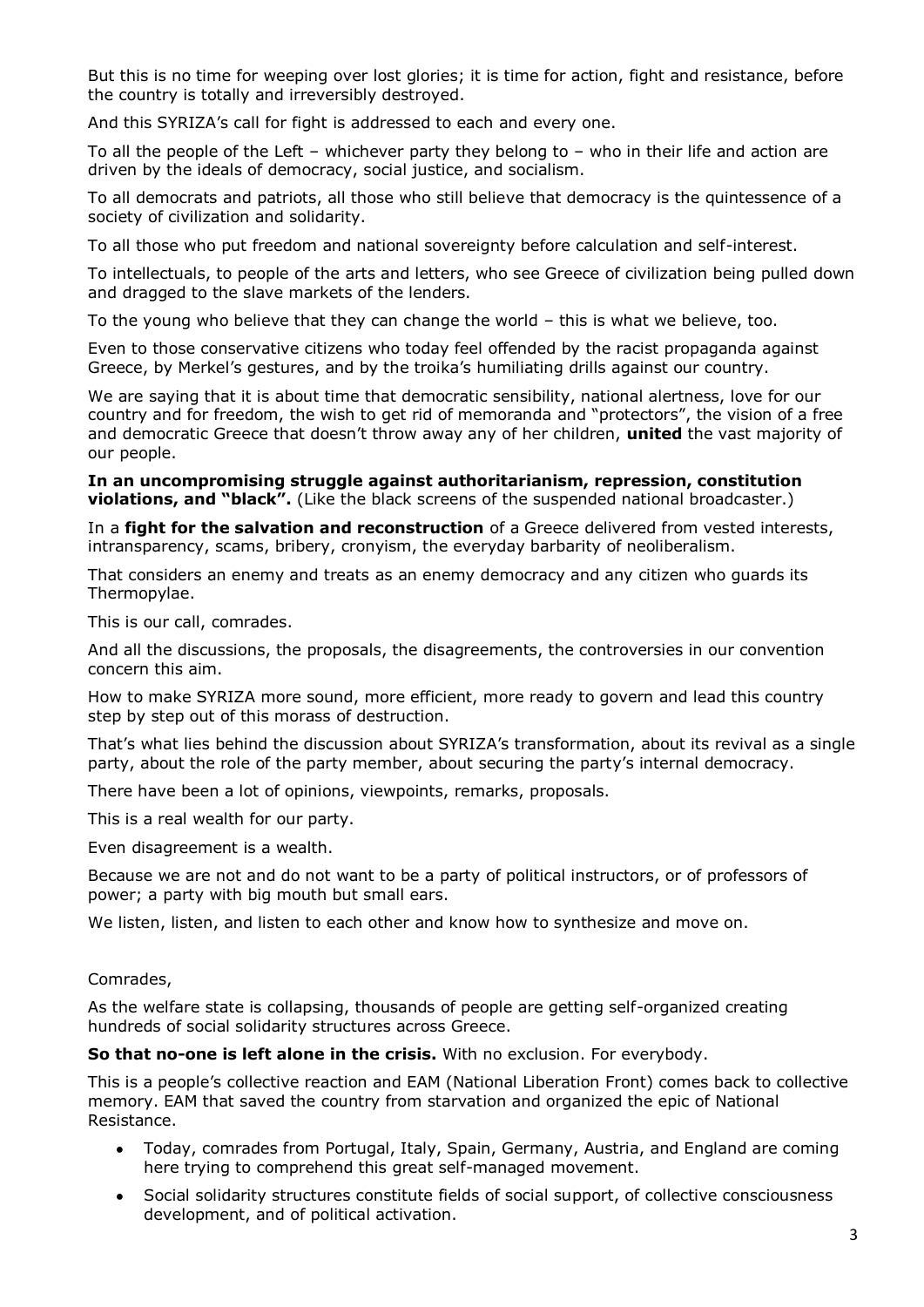But this is no time for weeping over lost glories; it is time for action, fight and resistance, before the country is totally and irreversibly destroyed.

And this SYRIZA's call for fight is addressed to each and every one.

To all the people of the Left – whichever party they belong to – who in their life and action are driven by the ideals of democracy, social justice, and socialism.

To all democrats and patriots, all those who still believe that democracy is the quintessence of a society of civilization and solidarity.

To all those who put freedom and national sovereignty before calculation and self-interest.

To intellectuals, to people of the arts and letters, who see Greece of civilization being pulled down and dragged to the slave markets of the lenders.

To the young who believe that they can change the world – this is what we believe, too.

Even to those conservative citizens who today feel offended by the racist propaganda against Greece, by Merkel's gestures, and by the troika's humiliating drills against our country.

We are saying that it is about time that democratic sensibility, national alertness, love for our country and for freedom, the wish to get rid of memoranda and "protectors", the vision of a free and democratic Greece that doesn't throw away any of her children, **united** the vast majority of our people.

**In an uncompromising struggle against authoritarianism, repression, constitution violations, and "black".** (Like the black screens of the suspended national broadcaster.)

In a **fight for the salvation and reconstruction** of a Greece delivered from vested interests, intransparency, scams, bribery, cronyism, the everyday barbarity of neoliberalism.

That considers an enemy and treats as an enemy democracy and any citizen who guards its Thermopylae.

This is our call, comrades.

And all the discussions, the proposals, the disagreements, the controversies in our convention concern this aim.

How to make SYRIZA more sound, more efficient, more ready to govern and lead this country step by step out of this morass of destruction.

That's what lies behind the discussion about SYRIZA's transformation, about its revival as a single party, about the role of the party member, about securing the party's internal democracy.

There have been a lot of opinions, viewpoints, remarks, proposals.

This is a real wealth for our party.

Even disagreement is a wealth.

Because we are not and do not want to be a party of political instructors, or of professors of power; a party with big mouth but small ears.

We listen, listen, and listen to each other and know how to synthesize and move on.

Comrades,

As the welfare state is collapsing, thousands of people are getting self-organized creating hundreds of social solidarity structures across Greece.

**So that no-one is left alone in the crisis.** With no exclusion. For everybody.

This is a people's collective reaction and EAM (National Liberation Front) comes back to collective memory. EAM that saved the country from starvation and organized the epic of National Resistance.

- Today, comrades from Portugal, Italy, Spain, Germany, Austria, and England are coming here trying to comprehend this great self-managed movement.
- Social solidarity structures constitute fields of social support, of collective consciousness development, and of political activation.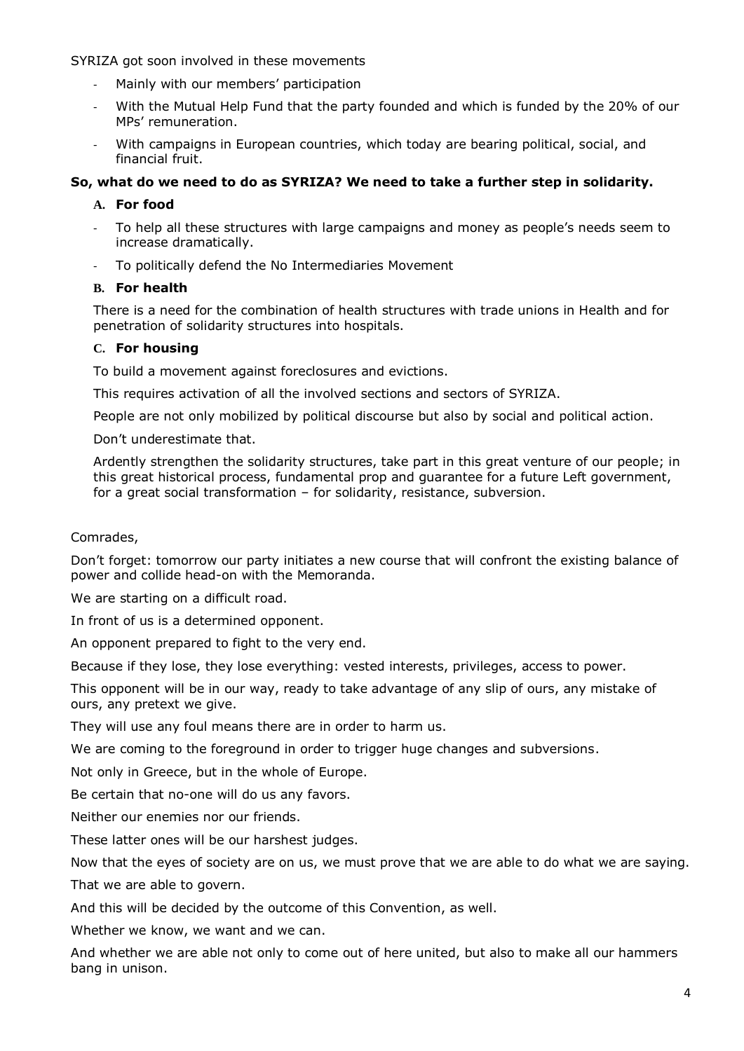SYRIZA got soon involved in these movements

- Mainly with our members' participation
- With the Mutual Help Fund that the party founded and which is funded by the 20% of our MPs' remuneration.
- With campaigns in European countries, which today are bearing political, social, and financial fruit.

**So, what do we need to do as SYRIZA? We need to take a further step in solidarity.**

**A. For food**

- To help all these structures with large campaigns and money as people's needs seem to increase dramatically.
- To politically defend the No Intermediaries Movement

**B. For health**

There is a need for the combination of health structures with trade unions in Health and for penetration of solidarity structures into hospitals.

**C. For housing**

To build a movement against foreclosures and evictions.

This requires activation of all the involved sections and sectors of SYRIZA.

People are not only mobilized by political discourse but also by social and political action.

Don't underestimate that.

Ardently strengthen the solidarity structures, take part in this great venture of our people; in this great historical process, fundamental prop and guarantee for a future Left government, for a great social transformation – for solidarity, resistance, subversion.

Comrades,

Don't forget: tomorrow our party initiates a new course that will confront the existing balance of power and collide head-on with the Memoranda.

We are starting on a difficult road.

In front of us is a determined opponent.

An opponent prepared to fight to the very end.

Because if they lose, they lose everything: vested interests, privileges, access to power.

This opponent will be in our way, ready to take advantage of any slip of ours, any mistake of ours, any pretext we give.

They will use any foul means there are in order to harm us.

We are coming to the foreground in order to trigger huge changes and subversions.

Not only in Greece, but in the whole of Europe.

Be certain that no-one will do us any favors.

Neither our enemies nor our friends.

These latter ones will be our harshest judges.

Now that the eyes of society are on us, we must prove that we are able to do what we are saying.

That we are able to govern.

And this will be decided by the outcome of this Convention, as well.

Whether we know, we want and we can.

And whether we are able not only to come out of here united, but also to make all our hammers bang in unison.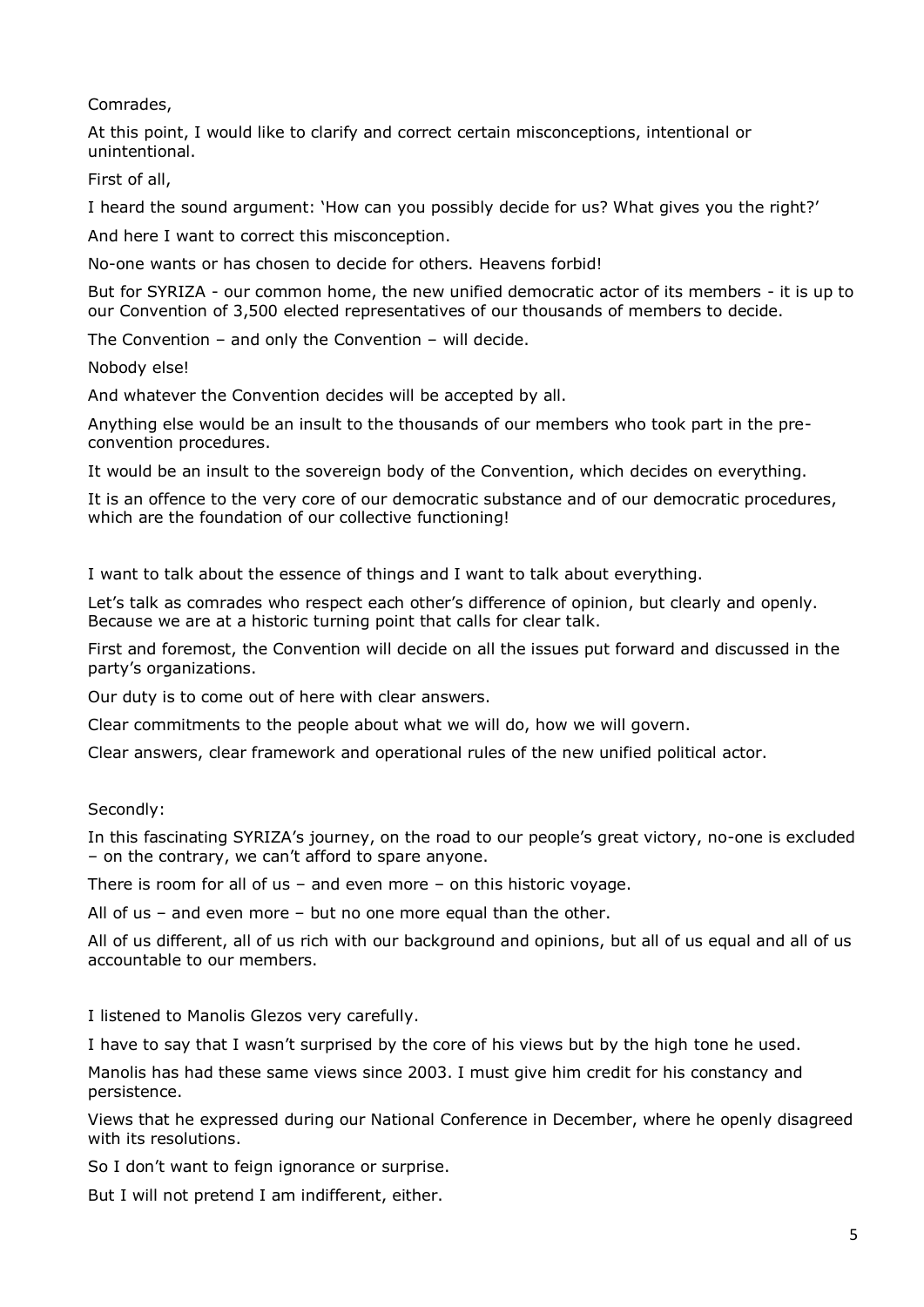Comrades,

At this point, I would like to clarify and correct certain misconceptions, intentional or unintentional.

First of all,

I heard the sound argument: 'How can you possibly decide for us? What gives you the right?'

And here I want to correct this misconception.

No-one wants or has chosen to decide for others. Heavens forbid!

But for SYRIZA - our common home, the new unified democratic actor of its members - it is up to our Convention of 3,500 elected representatives of our thousands of members to decide.

The Convention – and only the Convention – will decide.

Nobody else!

And whatever the Convention decides will be accepted by all.

Anything else would be an insult to the thousands of our members who took part in the pre-convention procedures.

It would be an insult to the sovereign body of the Convention, which decides on everything.

It is an offence to the very core of our democratic substance and of our democratic procedures, which are the foundation of our collective functioning!

I want to talk about the essence of things and I want to talk about everything.

Let's talk as comrades who respect each other's difference of opinion, but clearly and openly. Because we are at a historic turning point that calls for clear talk.

First and foremost, the Convention will decide on all the issues put forward and discussed in the party's organizations.

Our duty is to come out of here with clear answers.

Clear commitments to the people about what we will do, how we will govern.

Clear answers, clear framework and operational rules of the new unified political actor.

Secondly:

In this fascinating SYRIZA's journey, on the road to our people's great victory, no-one is excluded – on the contrary, we can't afford to spare anyone.

There is room for all of us – and even more – on this historic voyage.

All of us – and even more – but no one more equal than the other.

All of us different, all of us rich with our background and opinions, but all of us equal and all of us accountable to our members.

I listened to Manolis Glezos very carefully.

I have to say that I wasn't surprised by the core of his views but by the high tone he used.

Manolis has had these same views since 2003. I must give him credit for his constancy and persistence.

Views that he expressed during our National Conference in December, where he openly disagreed with its resolutions.

So I don't want to feign ignorance or surprise.

But I will not pretend I am indifferent, either.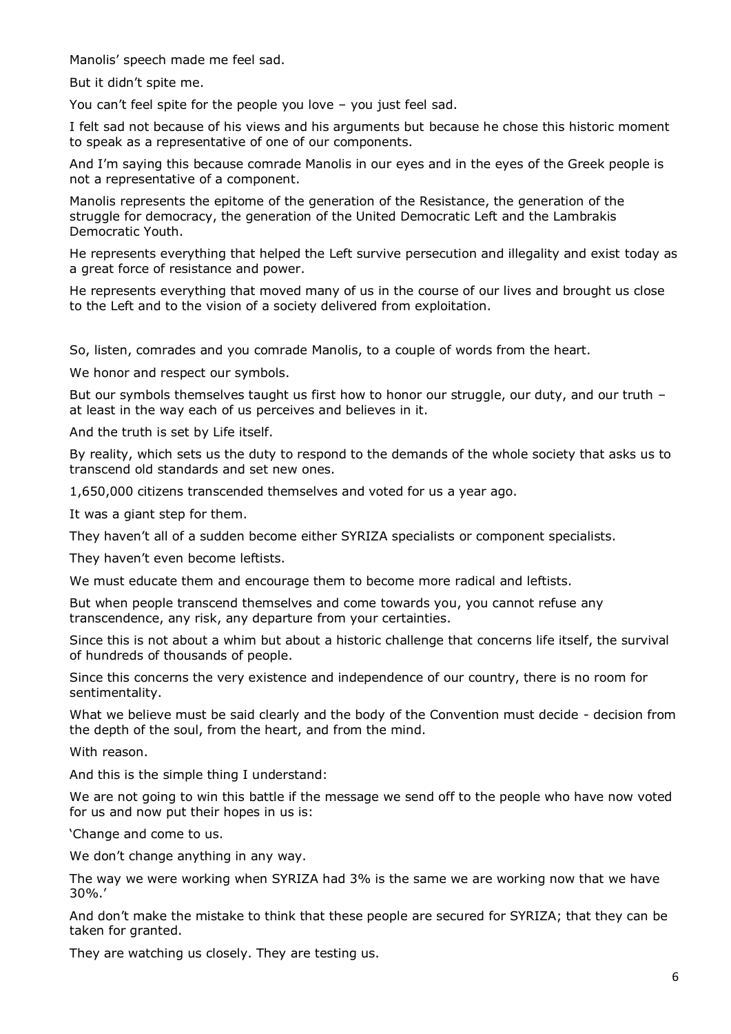Manolis' speech made me feel sad.

But it didn't spite me.

You can't feel spite for the people you love – you just feel sad.

I felt sad not because of his views and his arguments but because he chose this historic moment to speak as a representative of one of our components.

And I'm saying this because comrade Manolis in our eyes and in the eyes of the Greek people is not a representative of a component.

Manolis represents the epitome of the generation of the Resistance, the generation of the struggle for democracy, the generation of the United Democratic Left and the Lambrakis Democratic Youth.

He represents everything that helped the Left survive persecution and illegality and exist today as a great force of resistance and power.

He represents everything that moved many of us in the course of our lives and brought us close to the Left and to the vision of a society delivered from exploitation.

So, listen, comrades and you comrade Manolis, to a couple of words from the heart.

We honor and respect our symbols.

But our symbols themselves taught us first how to honor our struggle, our duty, and our truth – at least in the way each of us perceives and believes in it.

And the truth is set by Life itself.

By reality, which sets us the duty to respond to the demands of the whole society that asks us to transcend old standards and set new ones.

1,650,000 citizens transcended themselves and voted for us a year ago.

It was a giant step for them.

They haven't all of a sudden become either SYRIZA specialists or component specialists.

They haven't even become leftists.

We must educate them and encourage them to become more radical and leftists.

But when people transcend themselves and come towards you, you cannot refuse any transcendence, any risk, any departure from your certainties.

Since this is not about a whim but about a historic challenge that concerns life itself, the survival of hundreds of thousands of people.

Since this concerns the very existence and independence of our country, there is no room for sentimentality.

What we believe must be said clearly and the body of the Convention must decide - decision from the depth of the soul, from the heart, and from the mind.

With reason.

And this is the simple thing I understand:

We are not going to win this battle if the message we send off to the people who have now voted for us and now put their hopes in us is:

'Change and come to us.

We don't change anything in any way.

The way we were working when SYRIZA had 3% is the same we are working now that we have 30%.'

And don't make the mistake to think that these people are secured for SYRIZA; that they can be taken for granted.

They are watching us closely. They are testing us.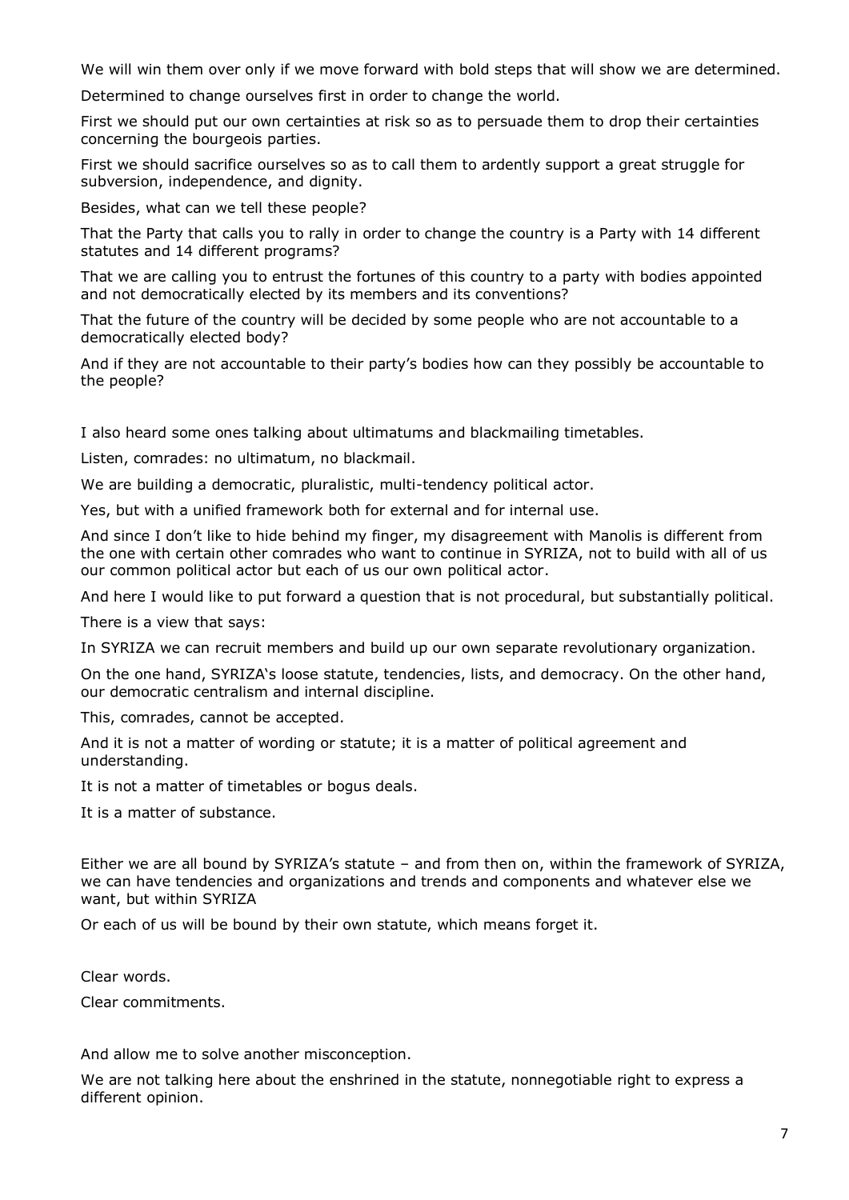We will win them over only if we move forward with bold steps that will show we are determined.

Determined to change ourselves first in order to change the world.

First we should put our own certainties at risk so as to persuade them to drop their certainties concerning the bourgeois parties.

First we should sacrifice ourselves so as to call them to ardently support a great struggle for subversion, independence, and dignity.

Besides, what can we tell these people?

That the Party that calls you to rally in order to change the country is a Party with 14 different statutes and 14 different programs?

That we are calling you to entrust the fortunes of this country to a party with bodies appointed and not democratically elected by its members and its conventions?

That the future of the country will be decided by some people who are not accountable to a democratically elected body?

And if they are not accountable to their party's bodies how can they possibly be accountable to the people?

I also heard some ones talking about ultimatums and blackmailing timetables.

Listen, comrades: no ultimatum, no blackmail.

We are building a democratic, pluralistic, multi-tendency political actor.

Yes, but with a unified framework both for external and for internal use.

And since I don't like to hide behind my finger, my disagreement with Manolis is different from the one with certain other comrades who want to continue in SYRIZA, not to build with all of us our common political actor but each of us our own political actor.

And here I would like to put forward a question that is not procedural, but substantially political.

There is a view that says:

In SYRIZA we can recruit members and build up our own separate revolutionary organization.

On the one hand, SYRIZA's loose statute, tendencies, lists, and democracy. On the other hand, our democratic centralism and internal discipline.

This, comrades, cannot be accepted.

And it is not a matter of wording or statute; it is a matter of political agreement and understanding.

It is not a matter of timetables or bogus deals.

It is a matter of substance.

Either we are all bound by SYRIZA's statute – and from then on, within the framework of SYRIZA, we can have tendencies and organizations and trends and components and whatever else we want, but within SYRIZA

Or each of us will be bound by their own statute, which means forget it.

Clear words.

Clear commitments.

And allow me to solve another misconception.

We are not talking here about the enshrined in the statute, nonnegotiable right to express a different opinion.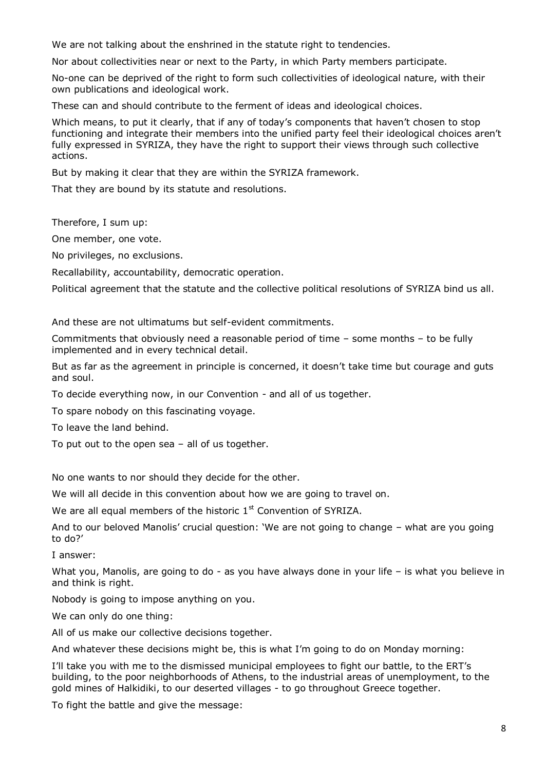We are not talking about the enshrined in the statute right to tendencies.

Nor about collectivities near or next to the Party, in which Party members participate.

No-one can be deprived of the right to form such collectivities of ideological nature, with their own publications and ideological work.

These can and should contribute to the ferment of ideas and ideological choices.

Which means, to put it clearly, that if any of today's components that haven't chosen to stop functioning and integrate their members into the unified party feel their ideological choices aren't fully expressed in SYRIZA, they have the right to support their views through such collective actions.

But by making it clear that they are within the SYRIZA framework.

That they are bound by its statute and resolutions.

Therefore, I sum up:

One member, one vote.

No privileges, no exclusions.

Recallability, accountability, democratic operation.

Political agreement that the statute and the collective political resolutions of SYRIZA bind us all.

And these are not ultimatums but self-evident commitments.

Commitments that obviously need a reasonable period of time – some months – to be fully implemented and in every technical detail.

But as far as the agreement in principle is concerned, it doesn't take time but courage and guts and soul.

To decide everything now, in our Convention - and all of us together.

To spare nobody on this fascinating voyage.

To leave the land behind.

To put out to the open sea – all of us together.

No one wants to nor should they decide for the other.

We will all decide in this convention about how we are going to travel on.

We are all equal members of the historic 1st Convention of SYRIZA.

And to our beloved Manolis' crucial question: 'We are not going to change – what are you going to do?'

I answer:

What you, Manolis, are going to do - as you have always done in your life – is what you believe in and think is right.

Nobody is going to impose anything on you.

We can only do one thing:

All of us make our collective decisions together.

And whatever these decisions might be, this is what I'm going to do on Monday morning:

I'll take you with me to the dismissed municipal employees to fight our battle, to the ERT's building, to the poor neighborhoods of Athens, to the industrial areas of unemployment, to the gold mines of Halkidiki, to our deserted villages - to go throughout Greece together.

To fight the battle and give the message: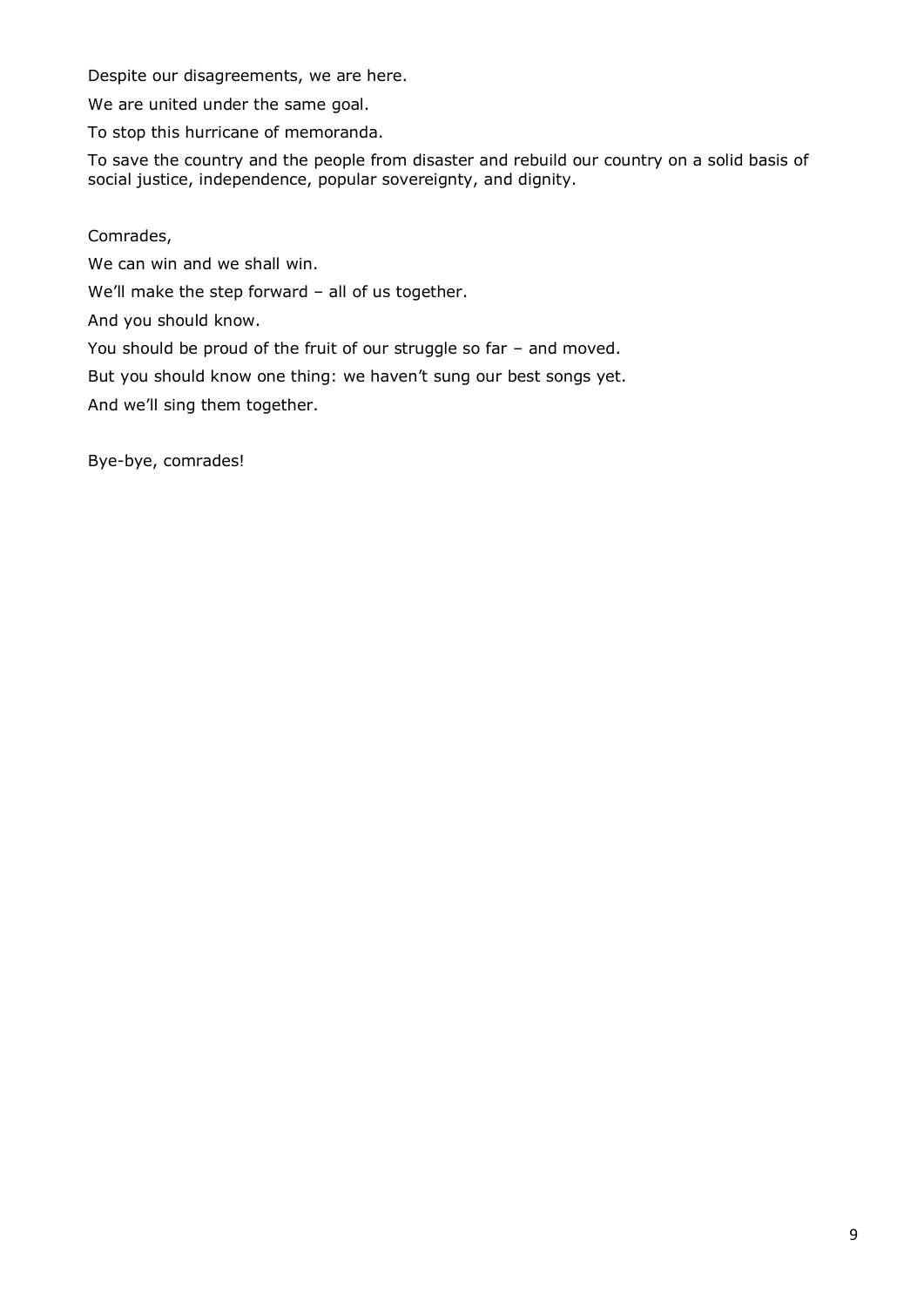Despite our disagreements, we are here.

We are united under the same goal.

To stop this hurricane of memoranda.

To save the country and the people from disaster and rebuild our country on a solid basis of social justice, independence, popular sovereignty, and dignity.

Comrades,

We can win and we shall win.

We'll make the step forward – all of us together.

And you should know.

You should be proud of the fruit of our struggle so far – and moved.

But you should know one thing: we haven't sung our best songs yet.

And we'll sing them together.

Bye-bye, comrades!